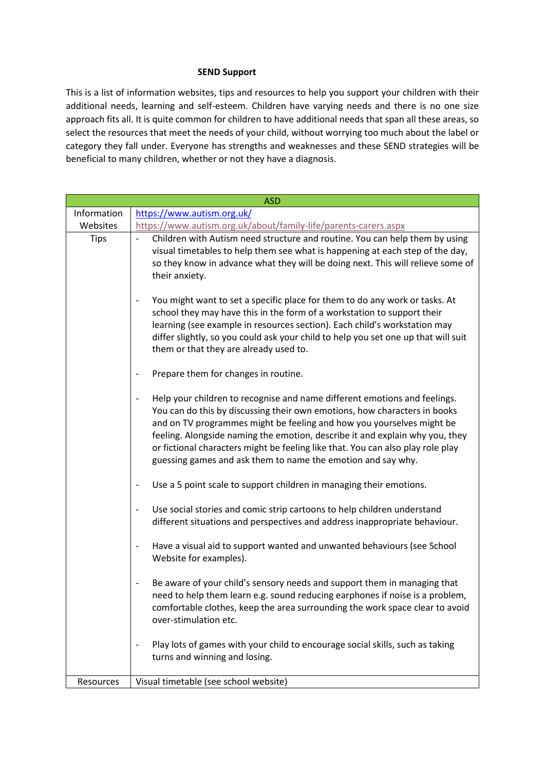## SEND Support

This is a list of information websites, tips and resources to help you support your children with their additional needs, learning and self-esteem. Children have varying needs and there is no one size approach fits all. It is quite common for children to have additional needs that span all these areas, so select the resources that meet the needs of your child, without worrying too much about the label or category they fall under. Everyone has strengths and weaknesses and these SEND strategies will be beneficial to many children, whether or not they have a diagnosis.

| ASD | |
|---|---|
| Information Websites | https://www.autism.org.uk/<br>https://www.autism.org.uk/about/family-life/parents-carers.aspx |
| Tips | - Children with Autism need structure and routine. You can help them by using visual timetables to help them see what is happening at each step of the day, so they know in advance what they will be doing next. This will relieve some of their anxiety.<br><br>- You might want to set a specific place for them to do any work or tasks. At school they may have this in the form of a workstation to support their learning (see example in resources section). Each child's workstation may differ slightly, so you could ask your child to help you set one up that will suit them or that they are already used to.<br><br>- Prepare them for changes in routine.<br><br>- Help your children to recognise and name different emotions and feelings. You can do this by discussing their own emotions, how characters in books and on TV programmes might be feeling and how you yourselves might be feeling. Alongside naming the emotion, describe it and explain why you, they or fictional characters might be feeling like that. You can also play role play guessing games and ask them to name the emotion and say why.<br><br>- Use a 5 point scale to support children in managing their emotions.<br><br>- Use social stories and comic strip cartoons to help children understand different situations and perspectives and address inappropriate behaviour.<br><br>- Have a visual aid to support wanted and unwanted behaviours (see School Website for examples).<br><br>- Be aware of your child's sensory needs and support them in managing that need to help them learn e.g. sound reducing earphones if noise is a problem, comfortable clothes, keep the area surrounding the work space clear to avoid over-stimulation etc.<br><br>- Play lots of games with your child to encourage social skills, such as taking turns and winning and losing. |
| Resources | Visual timetable (see school website) |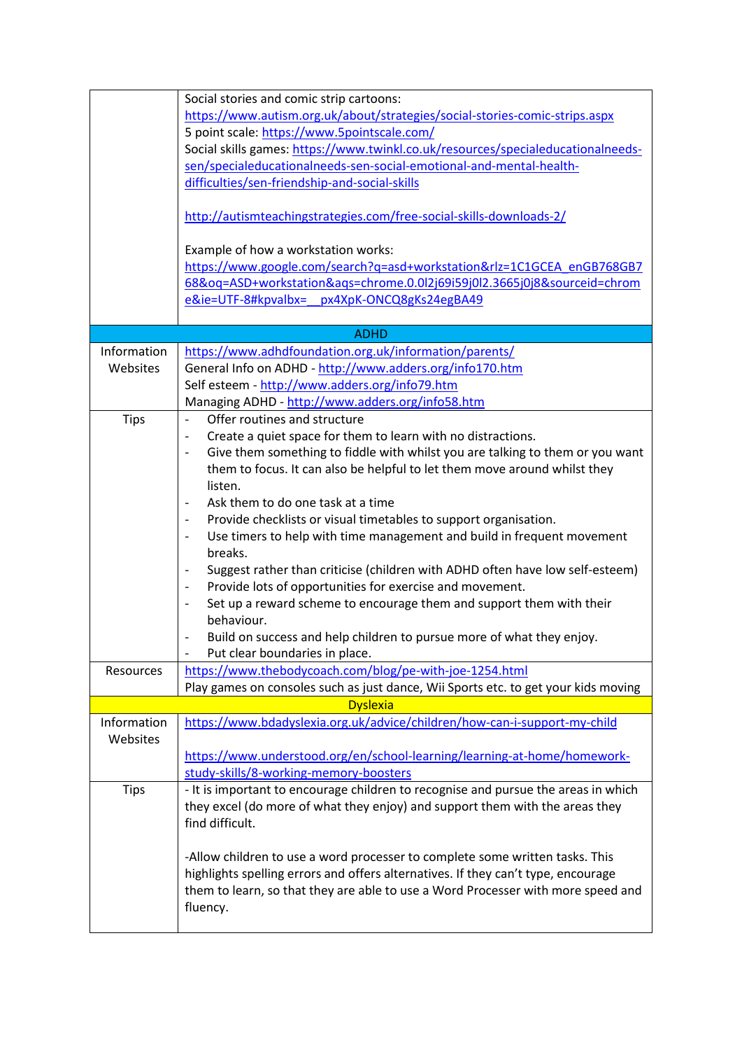| | |
|---|---|
| | Social stories and comic strip cartoons: https://www.autism.org.uk/about/strategies/social-stories-comic-strips.aspx<br>5 point scale: https://www.5pointscale.com/<br>Social skills games: https://www.twinkl.co.uk/resources/specialeducationalneeds-sen/specialeducationalneeds-sen-social-emotional-and-mental-health-difficulties/sen-friendship-and-social-skills<br><br>http://autismteachingstrategies.com/free-social-skills-downloads-2/<br><br>Example of how a workstation works: https://www.google.com/search?q=asd+workstation&rlz=1C1GCEA_enGB768GB768&oq=ASD+workstation&aqs=chrome.0.0l2j69i59j0l2.3665j0j8&sourceid=chrome&ie=UTF-8#kpvalbx=__px4XpK-ONCQ8gKs24egBA49 |
| | **ADHD** |
| Information Websites | https://www.adhdfoundation.org.uk/information/parents/<br>General Info on ADHD - http://www.adders.org/info170.htm<br>Self esteem - http://www.adders.org/info79.htm<br>Managing ADHD - http://www.adders.org/info58.htm |
| Tips | - Offer routines and structure<br>- Create a quiet space for them to learn with no distractions.<br>- Give them something to fiddle with whilst you are talking to them or you want them to focus. It can also be helpful to let them move around whilst they listen.<br>- Ask them to do one task at a time<br>- Provide checklists or visual timetables to support organisation.<br>- Use timers to help with time management and build in frequent movement breaks.<br>- Suggest rather than criticise (children with ADHD often have low self-esteem)<br>- Provide lots of opportunities for exercise and movement.<br>- Set up a reward scheme to encourage them and support them with their behaviour.<br>- Build on success and help children to pursue more of what they enjoy.<br>- Put clear boundaries in place. |
| Resources | https://www.thebodycoach.com/blog/pe-with-joe-1254.html<br>Play games on consoles such as just dance, Wii Sports etc. to get your kids moving |
| | **Dyslexia** |
| Information Websites | https://www.bdadyslexia.org.uk/advice/children/how-can-i-support-my-child<br><br>https://www.understood.org/en/school-learning/learning-at-home/homework-study-skills/8-working-memory-boosters |
| Tips | - It is important to encourage children to recognise and pursue the areas in which they excel (do more of what they enjoy) and support them with the areas they find difficult.<br><br>-Allow children to use a word processer to complete some written tasks. This highlights spelling errors and offers alternatives. If they can't type, encourage them to learn, so that they are able to use a Word Processer with more speed and fluency. |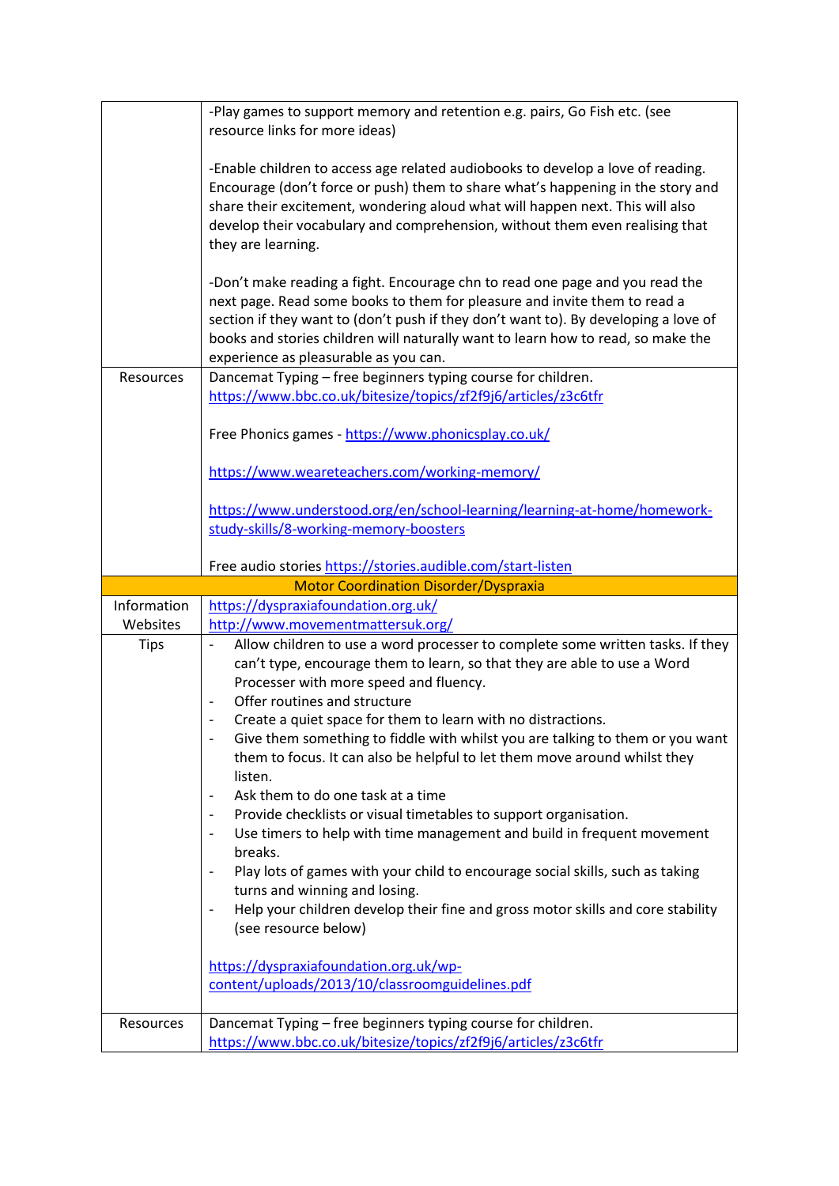| | |
|---|---|
| | -Play games to support memory and retention e.g. pairs, Go Fish etc. (see resource links for more ideas)<br><br>-Enable children to access age related audiobooks to develop a love of reading. Encourage (don't force or push) them to share what's happening in the story and share their excitement, wondering aloud what will happen next. This will also develop their vocabulary and comprehension, without them even realising that they are learning.<br><br>-Don't make reading a fight. Encourage chn to read one page and you read the next page. Read some books to them for pleasure and invite them to read a section if they want to (don't push if they don't want to). By developing a love of books and stories children will naturally want to learn how to read, so make the experience as pleasurable as you can. |
| Resources | Dancemat Typing – free beginners typing course for children.<br>https://www.bbc.co.uk/bitesize/topics/zf2f9j6/articles/z3c6tfr<br><br>Free Phonics games - https://www.phonicsplay.co.uk/<br><br>https://www.weareteachers.com/working-memory/<br><br>https://www.understood.org/en/school-learning/learning-at-home/homework-study-skills/8-working-memory-boosters<br><br>Free audio stories https://stories.audible.com/start-listen |
| **Motor Coordination Disorder/Dyspraxia** | |
| Information Websites | https://dyspraxiafoundation.org.uk/<br>http://www.movementmattersuk.org/ |
| Tips | - Allow children to use a word processer to complete some written tasks. If they can't type, encourage them to learn, so that they are able to use a Word Processer with more speed and fluency.<br>- Offer routines and structure<br>- Create a quiet space for them to learn with no distractions.<br>- Give them something to fiddle with whilst you are talking to them or you want them to focus. It can also be helpful to let them move around whilst they listen.<br>- Ask them to do one task at a time<br>- Provide checklists or visual timetables to support organisation.<br>- Use timers to help with time management and build in frequent movement breaks.<br>- Play lots of games with your child to encourage social skills, such as taking turns and winning and losing.<br>- Help your children develop their fine and gross motor skills and core stability (see resource below)<br><br>https://dyspraxiafoundation.org.uk/wp-content/uploads/2013/10/classroomguidelines.pdf |
| Resources | Dancemat Typing – free beginners typing course for children.<br>https://www.bbc.co.uk/bitesize/topics/zf2f9j6/articles/z3c6tfr |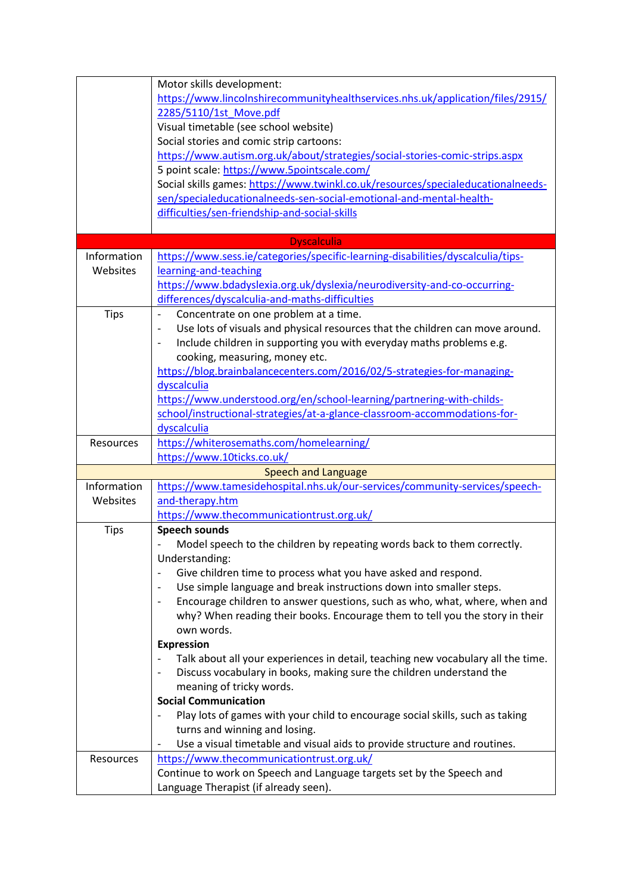| | |
|---|---|
| | Motor skills development: https://www.lincolnshirecommunityhealthservices.nhs.uk/application/files/2915/2285/5110/1st_Move.pdf<br>Visual timetable (see school website)<br>Social stories and comic strip cartoons: https://www.autism.org.uk/about/strategies/social-stories-comic-strips.aspx<br>5 point scale: https://www.5pointscale.com/<br>Social skills games: https://www.twinkl.co.uk/resources/specialeducationalneeds-sen/specialeducationalneeds-sen-social-emotional-and-mental-health-difficulties/sen-friendship-and-social-skills |
| **Dyscalculia** | |
| Information Websites | https://www.sess.ie/categories/specific-learning-disabilities/dyscalculia/tips-learning-and-teaching<br>https://www.bdadyslexia.org.uk/dyslexia/neurodiversity-and-co-occurring-differences/dyscalculia-and-maths-difficulties |
| Tips | - Concentrate on one problem at a time.<br>- Use lots of visuals and physical resources that the children can move around.<br>- Include children in supporting you with everyday maths problems e.g. cooking, measuring, money etc.<br>https://blog.brainbalancecenters.com/2016/02/5-strategies-for-managing-dyscalculia<br>https://www.understood.org/en/school-learning/partnering-with-childs-school/instructional-strategies/at-a-glance-classroom-accommodations-for-dyscalculia |
| Resources | https://whiterosemaths.com/homelearning/<br>https://www.10ticks.co.uk/ |
| **Speech and Language** | |
| Information Websites | https://www.tamesidehospital.nhs.uk/our-services/community-services/speech-and-therapy.htm<br>https://www.thecommunicationtrust.org.uk/ |
| Tips | **Speech sounds**<br>- Model speech to the children by repeating words back to them correctly.<br>Understanding:<br>- Give children time to process what you have asked and respond.<br>- Use simple language and break instructions down into smaller steps.<br>- Encourage children to answer questions, such as who, what, where, when and why? When reading their books. Encourage them to tell you the story in their own words.<br>**Expression**<br>- Talk about all your experiences in detail, teaching new vocabulary all the time.<br>- Discuss vocabulary in books, making sure the children understand the meaning of tricky words.<br>**Social Communication**<br>- Play lots of games with your child to encourage social skills, such as taking turns and winning and losing.<br>- Use a visual timetable and visual aids to provide structure and routines. |
| Resources | https://www.thecommunicationtrust.org.uk/<br>Continue to work on Speech and Language targets set by the Speech and Language Therapist (if already seen). |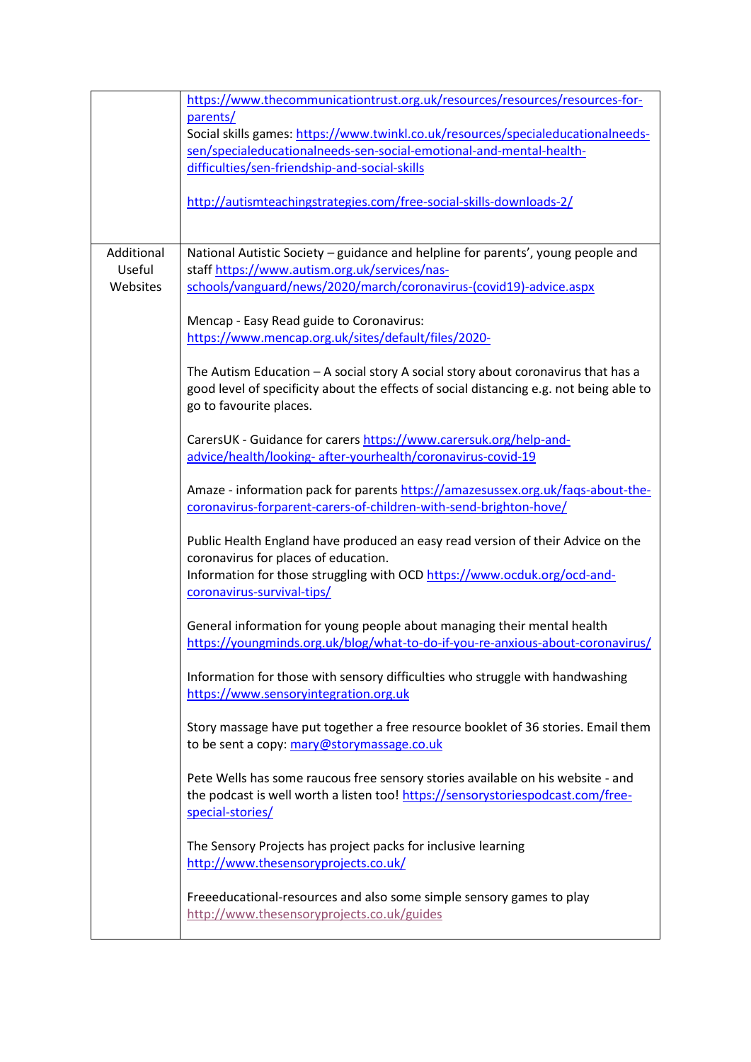| | |
|---|---|
| | https://www.thecommunicationtrust.org.uk/resources/resources/resources-for-parents/<br>Social skills games: https://www.twinkl.co.uk/resources/specialeducationalneeds-sen/specialeducationalneeds-sen-social-emotional-and-mental-health-difficulties/sen-friendship-and-social-skills<br><br>http://autismteachingstrategies.com/free-social-skills-downloads-2/ |
| Additional Useful Websites | National Autistic Society – guidance and helpline for parents', young people and staff https://www.autism.org.uk/services/nas-schools/vanguard/news/2020/march/coronavirus-(covid19)-advice.aspx<br><br>Mencap - Easy Read guide to Coronavirus: https://www.mencap.org.uk/sites/default/files/2020-<br><br>The Autism Education – A social story A social story about coronavirus that has a good level of specificity about the effects of social distancing e.g. not being able to go to favourite places.<br><br>CarersUK - Guidance for carers https://www.carersuk.org/help-and-advice/health/looking- after-yourhealth/coronavirus-covid-19<br><br>Amaze - information pack for parents https://amazesussex.org.uk/faqs-about-the-coronavirus-forparent-carers-of-children-with-send-brighton-hove/<br><br>Public Health England have produced an easy read version of their Advice on the coronavirus for places of education.<br>Information for those struggling with OCD https://www.ocduk.org/ocd-and-coronavirus-survival-tips/<br><br>General information for young people about managing their mental health https://youngminds.org.uk/blog/what-to-do-if-you-re-anxious-about-coronavirus/<br><br>Information for those with sensory difficulties who struggle with handwashing https://www.sensoryintegration.org.uk<br><br>Story massage have put together a free resource booklet of 36 stories. Email them to be sent a copy: mary@storymassage.co.uk<br><br>Pete Wells has some raucous free sensory stories available on his website - and the podcast is well worth a listen too! https://sensorystoriespodcast.com/free-special-stories/<br><br>The Sensory Projects has project packs for inclusive learning http://www.thesensoryprojects.co.uk/<br><br>Freeeducational-resources and also some simple sensory games to play http://www.thesensoryprojects.co.uk/guides |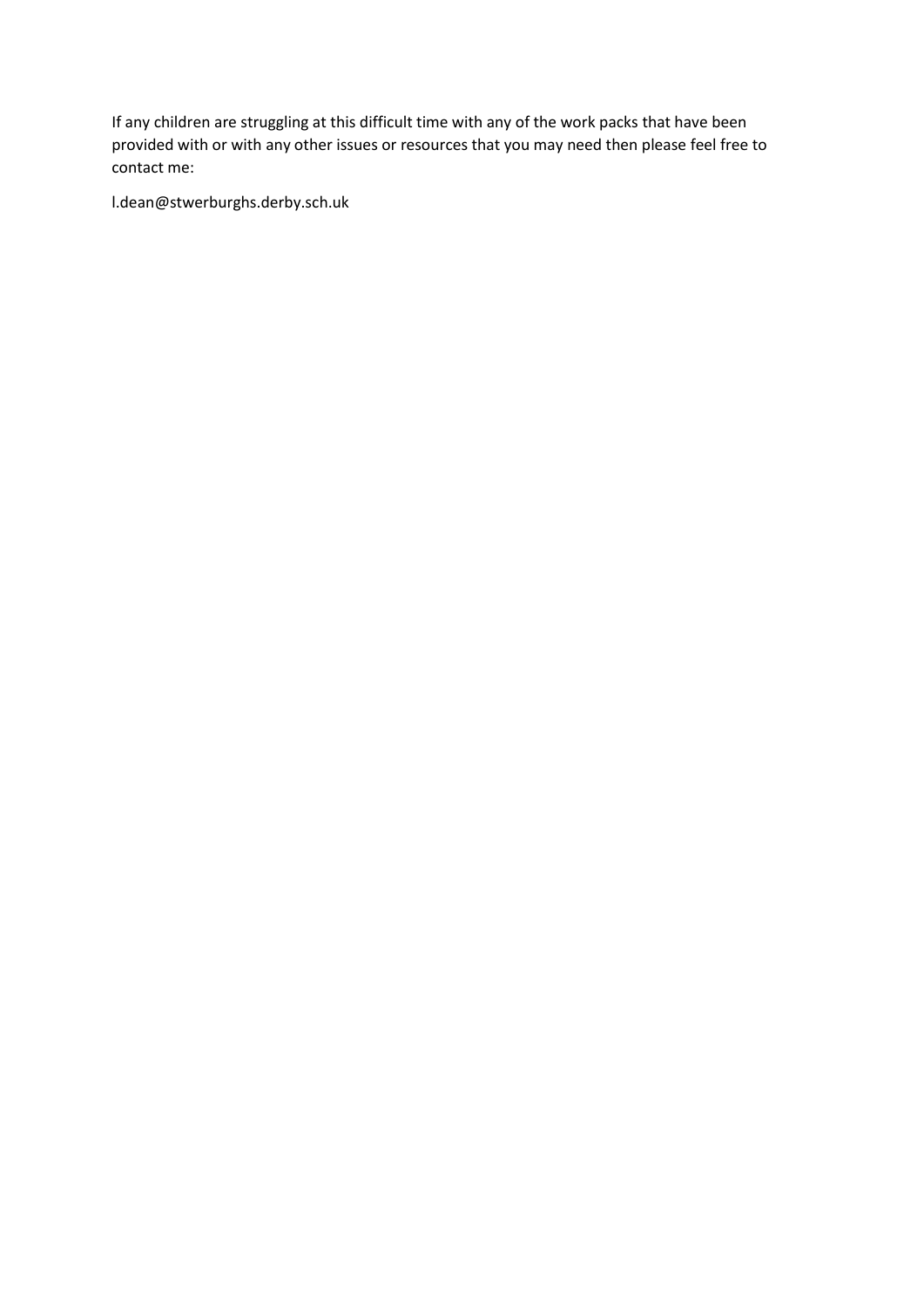If any children are struggling at this difficult time with any of the work packs that have been provided with or with any other issues or resources that you may need then please feel free to contact me:

l.dean@stwerburghs.derby.sch.uk